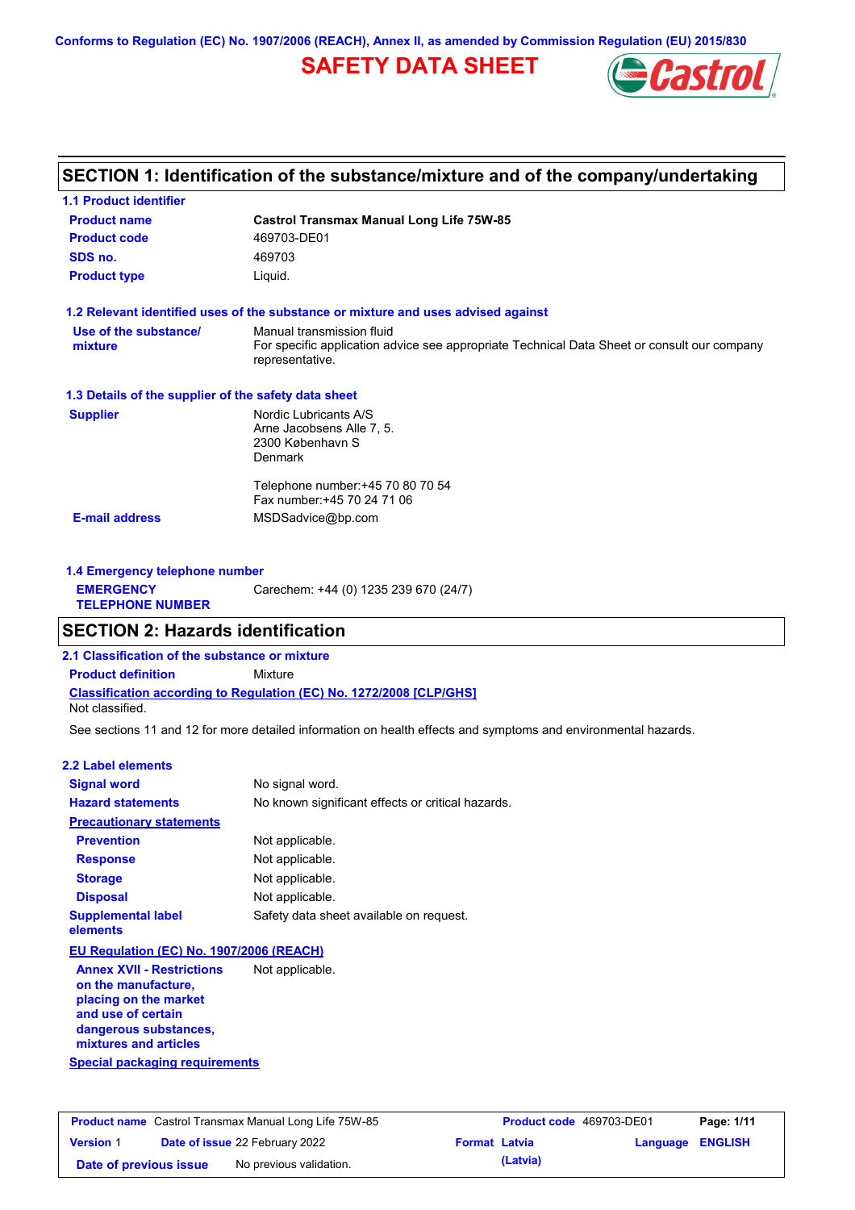Conforms to Regulation (EC) No. 1907/2006 (REACH), Annex II, as amended by Commission Regulation (EU) 2015/830

# SAFETY DATA SHEET

## SECTION 1: Identification of the substance/mixture and of the company/undertaking

### 1.1 Product identifier

| | |
|---|---|
| **Product name** | **Castrol Transmax Manual Long Life 75W-85** |
| **Product code** | 469703-DE01 |
| **SDS no.** | 469703 |
| **Product type** | Liquid. |

### 1.2 Relevant identified uses of the substance or mixture and uses advised against

| | |
|---|---|
| **Use of the substance/ mixture** | Manual transmission fluid<br>For specific application advice see appropriate Technical Data Sheet or consult our company representative. |

### 1.3 Details of the supplier of the safety data sheet

| | |
|---|---|
| **Supplier** | Nordic Lubricants A/S<br>Arne Jacobsens Alle 7, 5.<br>2300 København S<br>Denmark<br><br>Telephone number:+45 70 80 70 54<br>Fax number:+45 70 24 71 06 |
| **E-mail address** | MSDSadvice@bp.com |

### 1.4 Emergency telephone number

| | |
|---|---|
| **EMERGENCY TELEPHONE NUMBER** | Carechem: +44 (0) 1235 239 670 (24/7) |

## SECTION 2: Hazards identification

### 2.1 Classification of the substance or mixture

**Product definition** Mixture

**Classification according to Regulation (EC) No. 1272/2008 [CLP/GHS]**

Not classified.

See sections 11 and 12 for more detailed information on health effects and symptoms and environmental hazards.

### 2.2 Label elements

| | |
|---|---|
| **Signal word** | No signal word. |
| **Hazard statements** | No known significant effects or critical hazards. |
| **Precautionary statements** | |
| **Prevention** | Not applicable. |
| **Response** | Not applicable. |
| **Storage** | Not applicable. |
| **Disposal** | Not applicable. |
| **Supplemental label elements** | Safety data sheet available on request. |

**EU Regulation (EC) No. 1907/2006 (REACH)**

| | |
|---|---|
| **Annex XVII - Restrictions on the manufacture, placing on the market and use of certain dangerous substances, mixtures and articles** | Not applicable. |

**Special packaging requirements**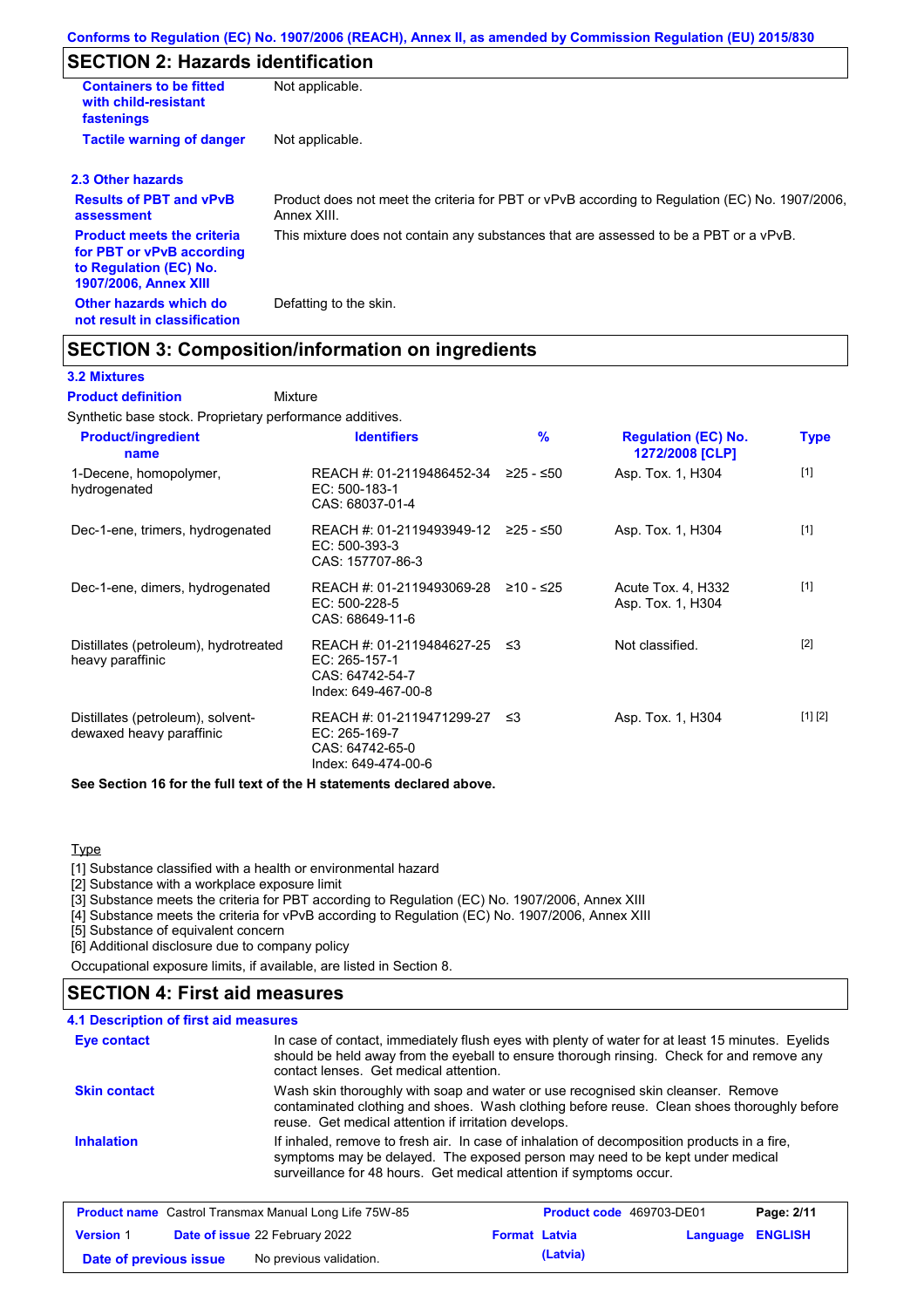## SECTION 2: Hazards identification

| | |
|---|---|
| **Containers to be fitted with child-resistant fastenings** | Not applicable. |
| **Tactile warning of danger** | Not applicable. |

### 2.3 Other hazards

| | |
|---|---|
| **Results of PBT and vPvB assessment** | Product does not meet the criteria for PBT or vPvB according to Regulation (EC) No. 1907/2006, Annex XIII. |
| **Product meets the criteria for PBT or vPvB according to Regulation (EC) No. 1907/2006, Annex XIII** | This mixture does not contain any substances that are assessed to be a PBT or a vPvB. |
| **Other hazards which do not result in classification** | Defatting to the skin. |

## SECTION 3: Composition/information on ingredients

### 3.2 Mixtures

**Product definition** Mixture

Synthetic base stock. Proprietary performance additives.

| Product/ingredient name | Identifiers | % | Regulation (EC) No. 1272/2008 [CLP] | Type |
|---|---|---|---|---|
| 1-Decene, homopolymer, hydrogenated | REACH #: 01-2119486452-34<br>EC: 500-183-1<br>CAS: 68037-01-4 | ≥25 - ≤50 | Asp. Tox. 1, H304 | [1] |
| Dec-1-ene, trimers, hydrogenated | REACH #: 01-2119493949-12<br>EC: 500-393-3<br>CAS: 157707-86-3 | ≥25 - ≤50 | Asp. Tox. 1, H304 | [1] |
| Dec-1-ene, dimers, hydrogenated | REACH #: 01-2119493069-28<br>EC: 500-228-5<br>CAS: 68649-11-6 | ≥10 - ≤25 | Acute Tox. 4, H332<br>Asp. Tox. 1, H304 | [1] |
| Distillates (petroleum), hydrotreated heavy paraffinic | REACH #: 01-2119484627-25<br>EC: 265-157-1<br>CAS: 64742-54-7<br>Index: 649-467-00-8 | ≤3 | Not classified. | [2] |
| Distillates (petroleum), solvent-dewaxed heavy paraffinic | REACH #: 01-2119471299-27<br>EC: 265-169-7<br>CAS: 64742-65-0<br>Index: 649-474-00-6 | ≤3 | Asp. Tox. 1, H304 | [1] [2] |

**See Section 16 for the full text of the H statements declared above.**

Type

[1] Substance classified with a health or environmental hazard
[2] Substance with a workplace exposure limit
[3] Substance meets the criteria for PBT according to Regulation (EC) No. 1907/2006, Annex XIII
[4] Substance meets the criteria for vPvB according to Regulation (EC) No. 1907/2006, Annex XIII
[5] Substance of equivalent concern
[6] Additional disclosure due to company policy

Occupational exposure limits, if available, are listed in Section 8.

## SECTION 4: First aid measures

### 4.1 Description of first aid measures

| | |
|---|---|
| **Eye contact** | In case of contact, immediately flush eyes with plenty of water for at least 15 minutes. Eyelids should be held away from the eyeball to ensure thorough rinsing. Check for and remove any contact lenses. Get medical attention. |
| **Skin contact** | Wash skin thoroughly with soap and water or use recognised skin cleanser. Remove contaminated clothing and shoes. Wash clothing before reuse. Clean shoes thoroughly before reuse. Get medical attention if irritation develops. |
| **Inhalation** | If inhaled, remove to fresh air. In case of inhalation of decomposition products in a fire, symptoms may be delayed. The exposed person may need to be kept under medical surveillance for 48 hours. Get medical attention if symptoms occur. |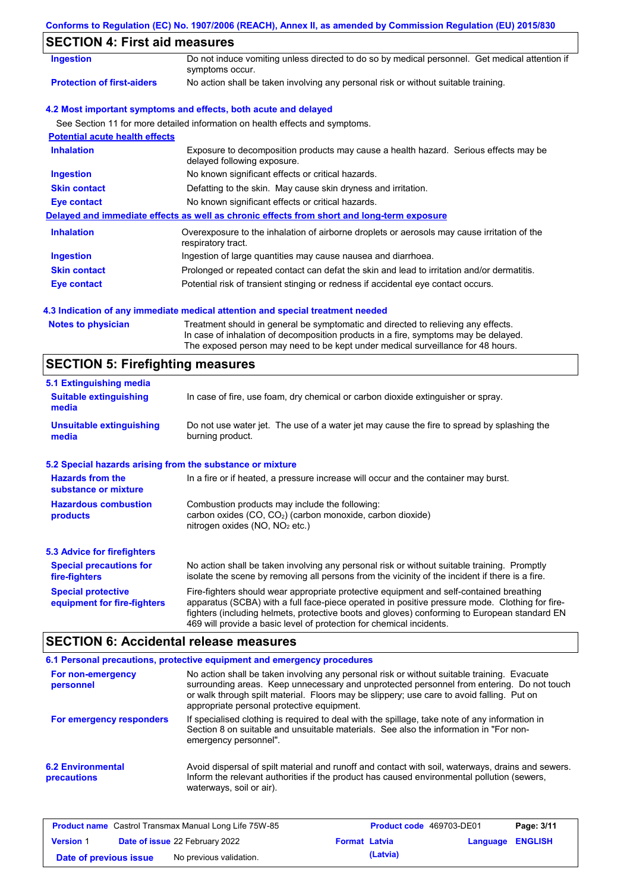## SECTION 4: First aid measures

| | |
|---|---|
| **Ingestion** | Do not induce vomiting unless directed to do so by medical personnel. Get medical attention if symptoms occur. |
| **Protection of first-aiders** | No action shall be taken involving any personal risk or without suitable training. |

### 4.2 Most important symptoms and effects, both acute and delayed

See Section 11 for more detailed information on health effects and symptoms.

**Potential acute health effects**

| | |
|---|---|
| **Inhalation** | Exposure to decomposition products may cause a health hazard. Serious effects may be delayed following exposure. |
| **Ingestion** | No known significant effects or critical hazards. |
| **Skin contact** | Defatting to the skin. May cause skin dryness and irritation. |
| **Eye contact** | No known significant effects or critical hazards. |

**Delayed and immediate effects as well as chronic effects from short and long-term exposure**

| | |
|---|---|
| **Inhalation** | Overexposure to the inhalation of airborne droplets or aerosols may cause irritation of the respiratory tract. |
| **Ingestion** | Ingestion of large quantities may cause nausea and diarrhoea. |
| **Skin contact** | Prolonged or repeated contact can defat the skin and lead to irritation and/or dermatitis. |
| **Eye contact** | Potential risk of transient stinging or redness if accidental eye contact occurs. |

### 4.3 Indication of any immediate medical attention and special treatment needed

| | |
|---|---|
| **Notes to physician** | Treatment should in general be symptomatic and directed to relieving any effects. In case of inhalation of decomposition products in a fire, symptoms may be delayed. The exposed person may need to be kept under medical surveillance for 48 hours. |

## SECTION 5: Firefighting measures

### 5.1 Extinguishing media

| | |
|---|---|
| **Suitable extinguishing media** | In case of fire, use foam, dry chemical or carbon dioxide extinguisher or spray. |
| **Unsuitable extinguishing media** | Do not use water jet. The use of a water jet may cause the fire to spread by splashing the burning product. |

### 5.2 Special hazards arising from the substance or mixture

| | |
|---|---|
| **Hazards from the substance or mixture** | In a fire or if heated, a pressure increase will occur and the container may burst. |
| **Hazardous combustion products** | Combustion products may include the following: carbon oxides (CO, $CO_2$) (carbon monoxide, carbon dioxide) nitrogen oxides (NO, $NO_2$ etc.) |

### 5.3 Advice for firefighters

| | |
|---|---|
| **Special precautions for fire-fighters** | No action shall be taken involving any personal risk or without suitable training. Promptly isolate the scene by removing all persons from the vicinity of the incident if there is a fire. |
| **Special protective equipment for fire-fighters** | Fire-fighters should wear appropriate protective equipment and self-contained breathing apparatus (SCBA) with a full face-piece operated in positive pressure mode. Clothing for fire-fighters (including helmets, protective boots and gloves) conforming to European standard EN 469 will provide a basic level of protection for chemical incidents. |

## SECTION 6: Accidental release measures

### 6.1 Personal precautions, protective equipment and emergency procedures

| | |
|---|---|
| **For non-emergency personnel** | No action shall be taken involving any personal risk or without suitable training. Evacuate surrounding areas. Keep unnecessary and unprotected personnel from entering. Do not touch or walk through spilt material. Floors may be slippery; use care to avoid falling. Put on appropriate personal protective equipment. |
| **For emergency responders** | If specialised clothing is required to deal with the spillage, take note of any information in Section 8 on suitable and unsuitable materials. See also the information in "For non-emergency personnel". |

| | |
|---|---|
| **6.2 Environmental precautions** | Avoid dispersal of spilt material and runoff and contact with soil, waterways, drains and sewers. Inform the relevant authorities if the product has caused environmental pollution (sewers, waterways, soil or air). |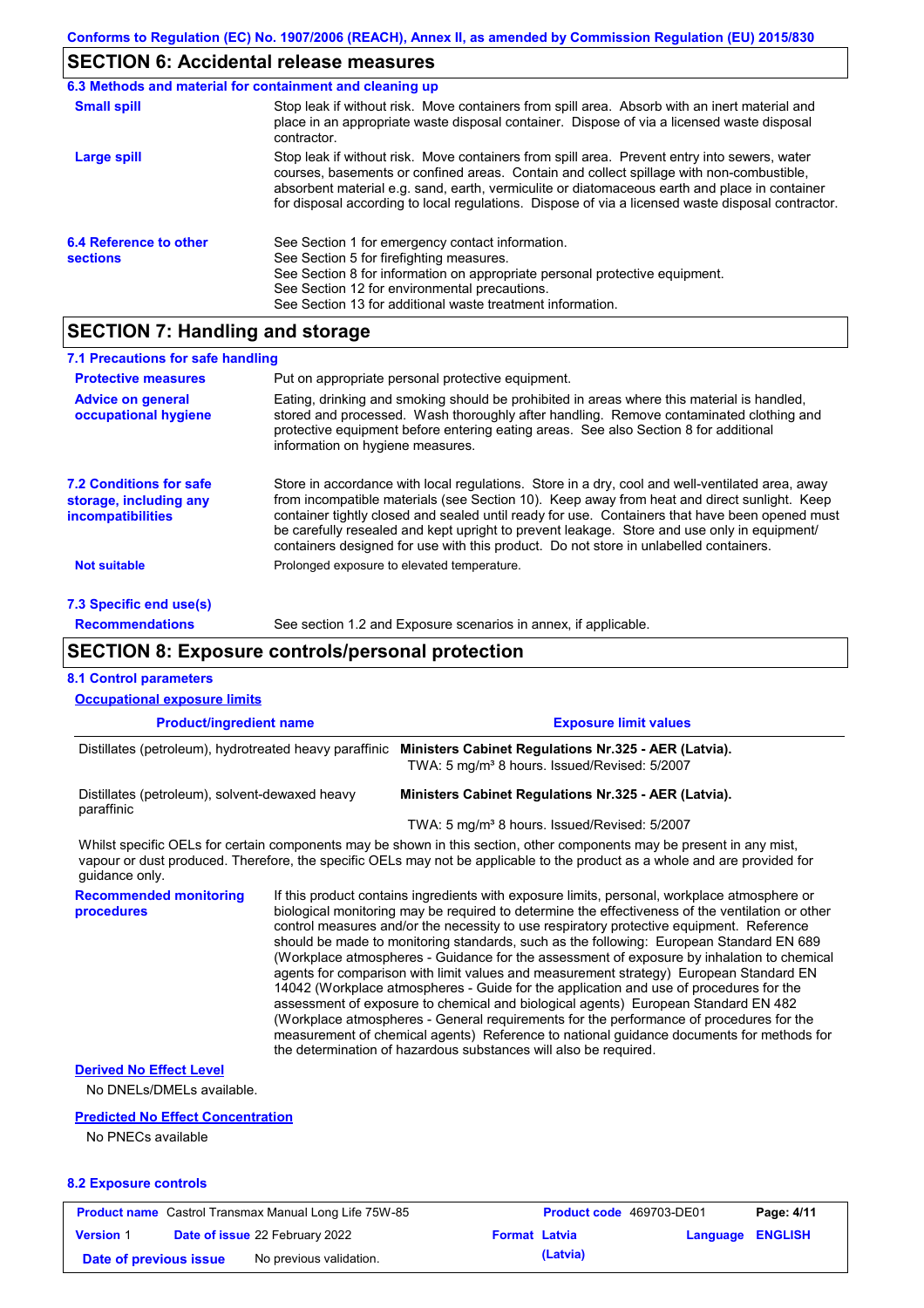## SECTION 6: Accidental release measures

### 6.3 Methods and material for containment and cleaning up

**Small spill**

Stop leak if without risk. Move containers from spill area. Absorb with an inert material and place in an appropriate waste disposal container. Dispose of via a licensed waste disposal contractor.

**Large spill**

Stop leak if without risk. Move containers from spill area. Prevent entry into sewers, water courses, basements or confined areas. Contain and collect spillage with non-combustible, absorbent material e.g. sand, earth, vermiculite or diatomaceous earth and place in container for disposal according to local regulations. Dispose of via a licensed waste disposal contractor.

### 6.4 Reference to other sections

See Section 1 for emergency contact information.
See Section 5 for firefighting measures.
See Section 8 for information on appropriate personal protective equipment.
See Section 12 for environmental precautions.
See Section 13 for additional waste treatment information.

## SECTION 7: Handling and storage

### 7.1 Precautions for safe handling

**Protective measures**

Put on appropriate personal protective equipment.

**Advice on general occupational hygiene**

Eating, drinking and smoking should be prohibited in areas where this material is handled, stored and processed. Wash thoroughly after handling. Remove contaminated clothing and protective equipment before entering eating areas. See also Section 8 for additional information on hygiene measures.

### 7.2 Conditions for safe storage, including any incompatibilities

Store in accordance with local regulations. Store in a dry, cool and well-ventilated area, away from incompatible materials (see Section 10). Keep away from heat and direct sunlight. Keep container tightly closed and sealed until ready for use. Containers that have been opened must be carefully resealed and kept upright to prevent leakage. Store and use only in equipment/ containers designed for use with this product. Do not store in unlabelled containers.

**Not suitable**

Prolonged exposure to elevated temperature.

### 7.3 Specific end use(s)

**Recommendations**

See section 1.2 and Exposure scenarios in annex, if applicable.

## SECTION 8: Exposure controls/personal protection

### 8.1 Control parameters

**Occupational exposure limits**

| Product/ingredient name | Exposure limit values |
|---|---|
| Distillates (petroleum), hydrotreated heavy paraffinic | **Ministers Cabinet Regulations Nr.325 - AER (Latvia).** TWA: 5 mg/m³ 8 hours. Issued/Revised: 5/2007 |
| Distillates (petroleum), solvent-dewaxed heavy paraffinic | **Ministers Cabinet Regulations Nr.325 - AER (Latvia).** TWA: 5 mg/m³ 8 hours. Issued/Revised: 5/2007 |

Whilst specific OELs for certain components may be shown in this section, other components may be present in any mist, vapour or dust produced. Therefore, the specific OELs may not be applicable to the product as a whole and are provided for guidance only.

**Recommended monitoring procedures**

If this product contains ingredients with exposure limits, personal, workplace atmosphere or biological monitoring may be required to determine the effectiveness of the ventilation or other control measures and/or the necessity to use respiratory protective equipment. Reference should be made to monitoring standards, such as the following: European Standard EN 689 (Workplace atmospheres - Guidance for the assessment of exposure by inhalation to chemical agents for comparison with limit values and measurement strategy) European Standard EN 14042 (Workplace atmospheres - Guide for the application and use of procedures for the assessment of exposure to chemical and biological agents) European Standard EN 482 (Workplace atmospheres - General requirements for the performance of procedures for the measurement of chemical agents) Reference to national guidance documents for methods for the determination of hazardous substances will also be required.

**Derived No Effect Level**

No DNELs/DMELs available.

**Predicted No Effect Concentration**

No PNECs available

### 8.2 Exposure controls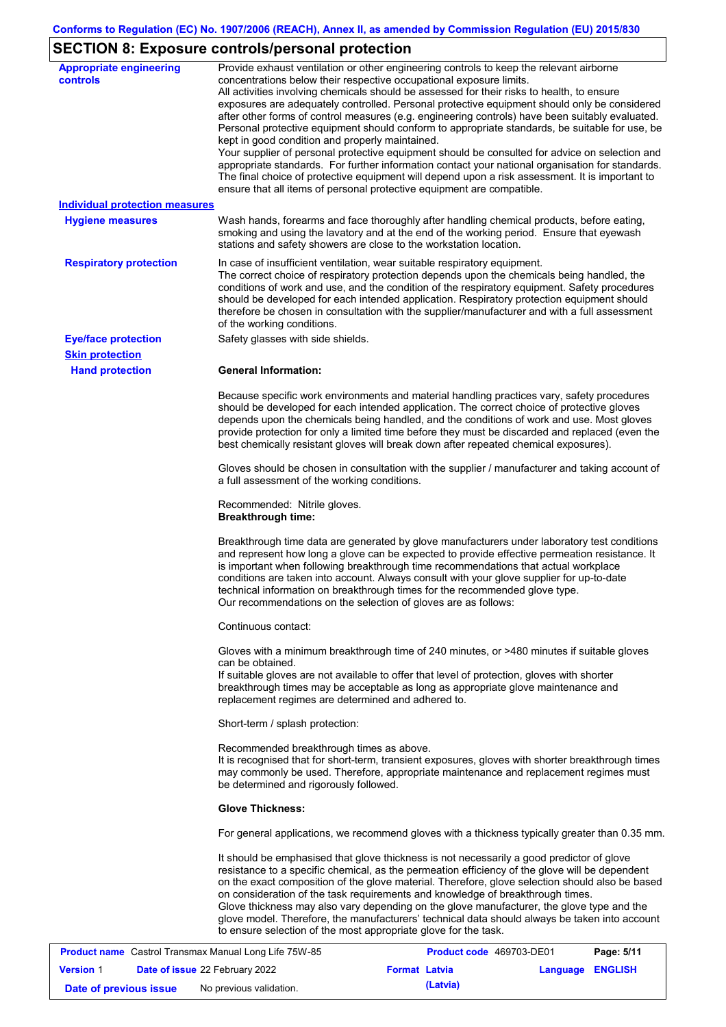## SECTION 8: Exposure controls/personal protection

**Appropriate engineering controls**

Provide exhaust ventilation or other engineering controls to keep the relevant airborne concentrations below their respective occupational exposure limits.
All activities involving chemicals should be assessed for their risks to health, to ensure exposures are adequately controlled. Personal protective equipment should only be considered after other forms of control measures (e.g. engineering controls) have been suitably evaluated. Personal protective equipment should conform to appropriate standards, be suitable for use, be kept in good condition and properly maintained.
Your supplier of personal protective equipment should be consulted for advice on selection and appropriate standards. For further information contact your national organisation for standards.
The final choice of protective equipment will depend upon a risk assessment. It is important to ensure that all items of personal protective equipment are compatible.

**Individual protection measures**

**Hygiene measures**

Wash hands, forearms and face thoroughly after handling chemical products, before eating, smoking and using the lavatory and at the end of the working period. Ensure that eyewash stations and safety showers are close to the workstation location.

**Respiratory protection**

In case of insufficient ventilation, wear suitable respiratory equipment.
The correct choice of respiratory protection depends upon the chemicals being handled, the conditions of work and use, and the condition of the respiratory equipment. Safety procedures should be developed for each intended application. Respiratory protection equipment should therefore be chosen in consultation with the supplier/manufacturer and with a full assessment of the working conditions.

**Eye/face protection**

Safety glasses with side shields.

**Skin protection**

**Hand protection**

**General Information:**

Because specific work environments and material handling practices vary, safety procedures should be developed for each intended application. The correct choice of protective gloves depends upon the chemicals being handled, and the conditions of work and use. Most gloves provide protection for only a limited time before they must be discarded and replaced (even the best chemically resistant gloves will break down after repeated chemical exposures).

Gloves should be chosen in consultation with the supplier / manufacturer and taking account of a full assessment of the working conditions.

Recommended: Nitrile gloves.
**Breakthrough time:**

Breakthrough time data are generated by glove manufacturers under laboratory test conditions and represent how long a glove can be expected to provide effective permeation resistance. It is important when following breakthrough time recommendations that actual workplace conditions are taken into account. Always consult with your glove supplier for up-to-date technical information on breakthrough times for the recommended glove type.
Our recommendations on the selection of gloves are as follows:

Continuous contact:

Gloves with a minimum breakthrough time of 240 minutes, or >480 minutes if suitable gloves can be obtained.
If suitable gloves are not available to offer that level of protection, gloves with shorter breakthrough times may be acceptable as long as appropriate glove maintenance and replacement regimes are determined and adhered to.

Short-term / splash protection:

Recommended breakthrough times as above.
It is recognised that for short-term, transient exposures, gloves with shorter breakthrough times may commonly be used. Therefore, appropriate maintenance and replacement regimes must be determined and rigorously followed.

**Glove Thickness:**

For general applications, we recommend gloves with a thickness typically greater than 0.35 mm.

It should be emphasised that glove thickness is not necessarily a good predictor of glove resistance to a specific chemical, as the permeation efficiency of the glove will be dependent on the exact composition of the glove material. Therefore, glove selection should also be based on consideration of the task requirements and knowledge of breakthrough times.
Glove thickness may also vary depending on the glove manufacturer, the glove type and the glove model. Therefore, the manufacturers' technical data should always be taken into account to ensure selection of the most appropriate glove for the task.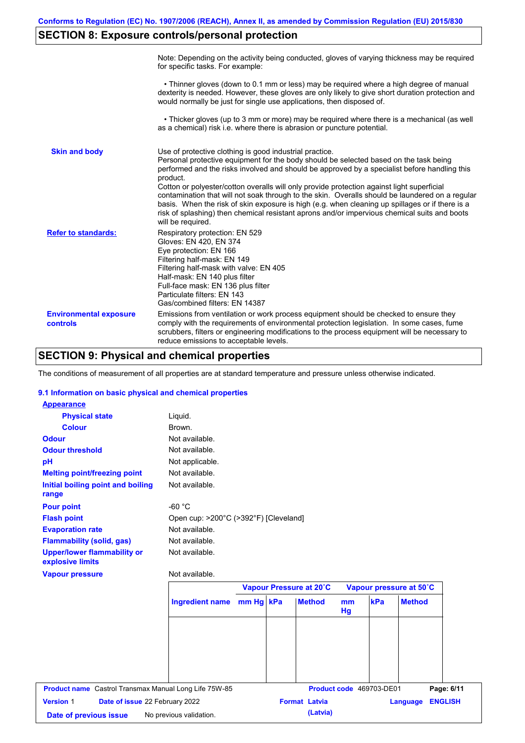Conforms to Regulation (EC) No. 1907/2006 (REACH), Annex II, as amended by Commission Regulation (EU) 2015/830

## SECTION 8: Exposure controls/personal protection

Note: Depending on the activity being conducted, gloves of varying thickness may be required for specific tasks. For example:

• Thinner gloves (down to 0.1 mm or less) may be required where a high degree of manual dexterity is needed. However, these gloves are only likely to give short duration protection and would normally be just for single use applications, then disposed of.

• Thicker gloves (up to 3 mm or more) may be required where there is a mechanical (as well as a chemical) risk i.e. where there is abrasion or puncture potential.

**Skin and body**

Use of protective clothing is good industrial practice.
Personal protective equipment for the body should be selected based on the task being performed and the risks involved and should be approved by a specialist before handling this product.
Cotton or polyester/cotton overalls will only provide protection against light superficial contamination that will not soak through to the skin. Overalls should be laundered on a regular basis. When the risk of skin exposure is high (e.g. when cleaning up spillages or if there is a risk of splashing) then chemical resistant aprons and/or impervious chemical suits and boots will be required.

**Refer to standards:**

Respiratory protection: EN 529
Gloves: EN 420, EN 374
Eye protection: EN 166
Filtering half-mask: EN 149
Filtering half-mask with valve: EN 405
Half-mask: EN 140 plus filter
Full-face mask: EN 136 plus filter
Particulate filters: EN 143
Gas/combined filters: EN 14387

**Environmental exposure controls**

Emissions from ventilation or work process equipment should be checked to ensure they comply with the requirements of environmental protection legislation. In some cases, fume scrubbers, filters or engineering modifications to the process equipment will be necessary to reduce emissions to acceptable levels.

## SECTION 9: Physical and chemical properties

The conditions of measurement of all properties are at standard temperature and pressure unless otherwise indicated.

### 9.1 Information on basic physical and chemical properties

**Appearance**

| | |
|---|---|
| **Physical state** | Liquid. |
| **Colour** | Brown. |
| **Odour** | Not available. |
| **Odour threshold** | Not available. |
| **pH** | Not applicable. |
| **Melting point/freezing point** | Not available. |
| **Initial boiling point and boiling range** | Not available. |
| **Pour point** | -60 °C |
| **Flash point** | Open cup: >200°C (>392°F) [Cleveland] |
| **Evaporation rate** | Not available. |
| **Flammability (solid, gas)** | Not available. |
| **Upper/lower flammability or explosive limits** | Not available. |
| **Vapour pressure** | Not available. |

| | Vapour Pressure at 20˚C | | | Vapour pressure at 50˚C | | |
|---|---|---|---|---|---|---|
| **Ingredient name** | **mm Hg** | **kPa** | **Method** | **mm Hg** | **kPa** | **Method** |
| | | | | | | |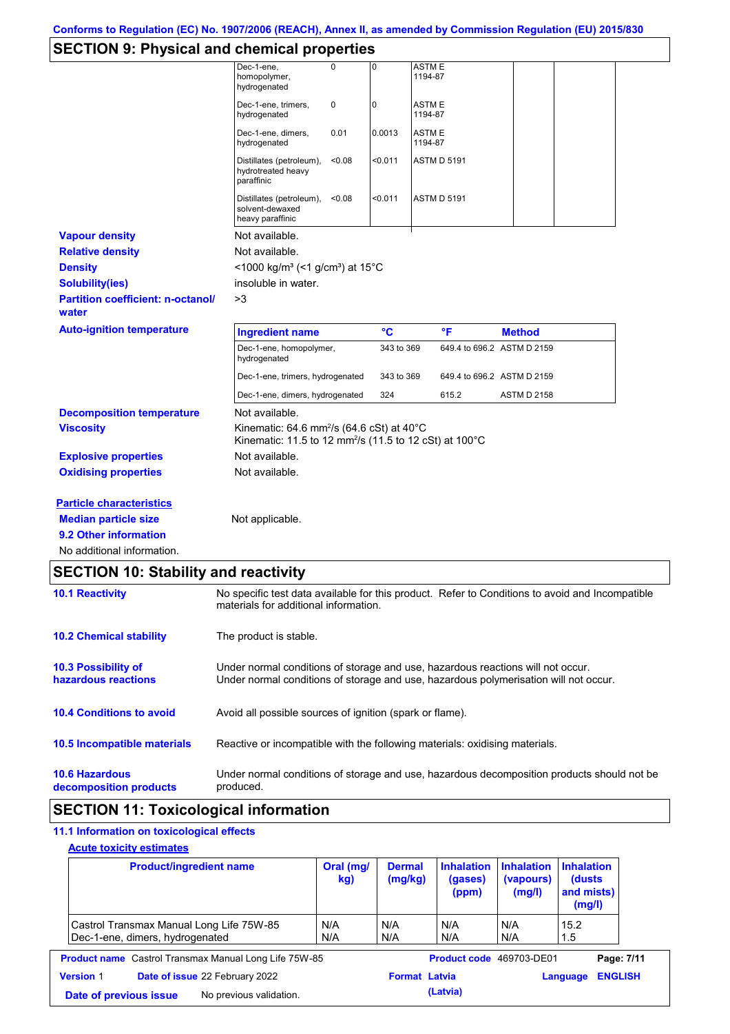## SECTION 9: Physical and chemical properties

| | | | | | |
|---|---|---|---|---|---|
| Dec-1-ene, homopolymer, hydrogenated | 0 | 0 | ASTM E 1194-87 | | |
| Dec-1-ene, trimers, hydrogenated | 0 | 0 | ASTM E 1194-87 | | |
| Dec-1-ene, dimers, hydrogenated | 0.01 | 0.0013 | ASTM E 1194-87 | | |
| Distillates (petroleum), hydrotreated heavy paraffinic | <0.08 | <0.011 | ASTM D 5191 | | |
| Distillates (petroleum), solvent-dewaxed heavy paraffinic | <0.08 | <0.011 | ASTM D 5191 | | |

**Vapour density**: Not available.

**Relative density**: Not available.

**Density**: <1000 kg/m³ (<1 g/cm³) at 15°C

**Solubility(ies)**: insoluble in water.

**Partition coefficient: n-octanol/water**: >3

**Auto-ignition temperature**

| Ingredient name | °C | °F | Method |
|---|---|---|---|
| Dec-1-ene, homopolymer, hydrogenated | 343 to 369 | 649.4 to 696.2 | ASTM D 2159 |
| Dec-1-ene, trimers, hydrogenated | 343 to 369 | 649.4 to 696.2 | ASTM D 2159 |
| Dec-1-ene, dimers, hydrogenated | 324 | 615.2 | ASTM D 2158 |

**Decomposition temperature**: Not available.

**Viscosity**: Kinematic: 64.6 mm²/s (64.6 cSt) at 40°C
Kinematic: 11.5 to 12 mm²/s (11.5 to 12 cSt) at 100°C

**Explosive properties**: Not available.

**Oxidising properties**: Not available.

**Particle characteristics**

**Median particle size**: Not applicable.

**9.2 Other information**

No additional information.

## SECTION 10: Stability and reactivity

**10.1 Reactivity**: No specific test data available for this product. Refer to Conditions to avoid and Incompatible materials for additional information.

**10.2 Chemical stability**: The product is stable.

**10.3 Possibility of hazardous reactions**: Under normal conditions of storage and use, hazardous reactions will not occur.
Under normal conditions of storage and use, hazardous polymerisation will not occur.

**10.4 Conditions to avoid**: Avoid all possible sources of ignition (spark or flame).

**10.5 Incompatible materials**: Reactive or incompatible with the following materials: oxidising materials.

**10.6 Hazardous decomposition products**: Under normal conditions of storage and use, hazardous decomposition products should not be produced.

## SECTION 11: Toxicological information

**11.1 Information on toxicological effects**

**Acute toxicity estimates**

| Product/ingredient name | Oral (mg/kg) | Dermal (mg/kg) | Inhalation (gases) (ppm) | Inhalation (vapours) (mg/l) | Inhalation (dusts and mists) (mg/l) |
|---|---|---|---|---|---|
| Castrol Transmax Manual Long Life 75W-85 | N/A | N/A | N/A | N/A | 15.2 |
| Dec-1-ene, dimers, hydrogenated | N/A | N/A | N/A | N/A | 1.5 |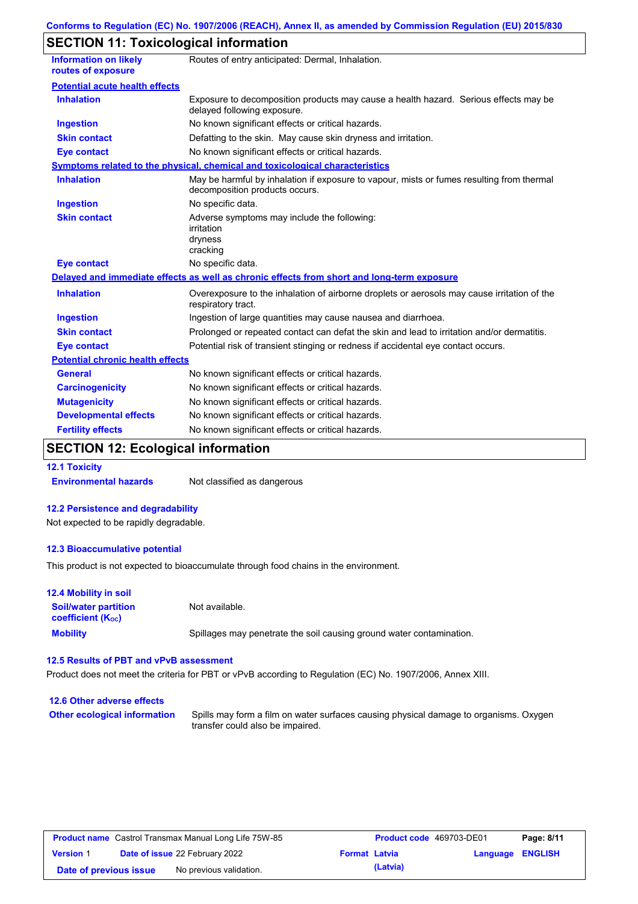## SECTION 11: Toxicological information

| | |
|---|---|
| **Information on likely routes of exposure** | Routes of entry anticipated: Dermal, Inhalation. |

**Potential acute health effects**

| | |
|---|---|
| **Inhalation** | Exposure to decomposition products may cause a health hazard. Serious effects may be delayed following exposure. |
| **Ingestion** | No known significant effects or critical hazards. |
| **Skin contact** | Defatting to the skin. May cause skin dryness and irritation. |
| **Eye contact** | No known significant effects or critical hazards. |

**Symptoms related to the physical, chemical and toxicological characteristics**

| | |
|---|---|
| **Inhalation** | May be harmful by inhalation if exposure to vapour, mists or fumes resulting from thermal decomposition products occurs. |
| **Ingestion** | No specific data. |
| **Skin contact** | Adverse symptoms may include the following:<br>irritation<br>dryness<br>cracking |
| **Eye contact** | No specific data. |

**Delayed and immediate effects as well as chronic effects from short and long-term exposure**

| | |
|---|---|
| **Inhalation** | Overexposure to the inhalation of airborne droplets or aerosols may cause irritation of the respiratory tract. |
| **Ingestion** | Ingestion of large quantities may cause nausea and diarrhoea. |
| **Skin contact** | Prolonged or repeated contact can defat the skin and lead to irritation and/or dermatitis. |
| **Eye contact** | Potential risk of transient stinging or redness if accidental eye contact occurs. |

**Potential chronic health effects**

| | |
|---|---|
| **General** | No known significant effects or critical hazards. |
| **Carcinogenicity** | No known significant effects or critical hazards. |
| **Mutagenicity** | No known significant effects or critical hazards. |
| **Developmental effects** | No known significant effects or critical hazards. |
| **Fertility effects** | No known significant effects or critical hazards. |

## SECTION 12: Ecological information

### 12.1 Toxicity

| | |
|---|---|
| **Environmental hazards** | Not classified as dangerous |

### 12.2 Persistence and degradability

Not expected to be rapidly degradable.

### 12.3 Bioaccumulative potential

This product is not expected to bioaccumulate through food chains in the environment.

### 12.4 Mobility in soil

| | |
|---|---|
| **Soil/water partition coefficient ($K_{OC}$)** | Not available. |
| **Mobility** | Spillages may penetrate the soil causing ground water contamination. |

### 12.5 Results of PBT and vPvB assessment

Product does not meet the criteria for PBT or vPvB according to Regulation (EC) No. 1907/2006, Annex XIII.

### 12.6 Other adverse effects

| | |
|---|---|
| **Other ecological information** | Spills may form a film on water surfaces causing physical damage to organisms. Oxygen transfer could also be impaired. |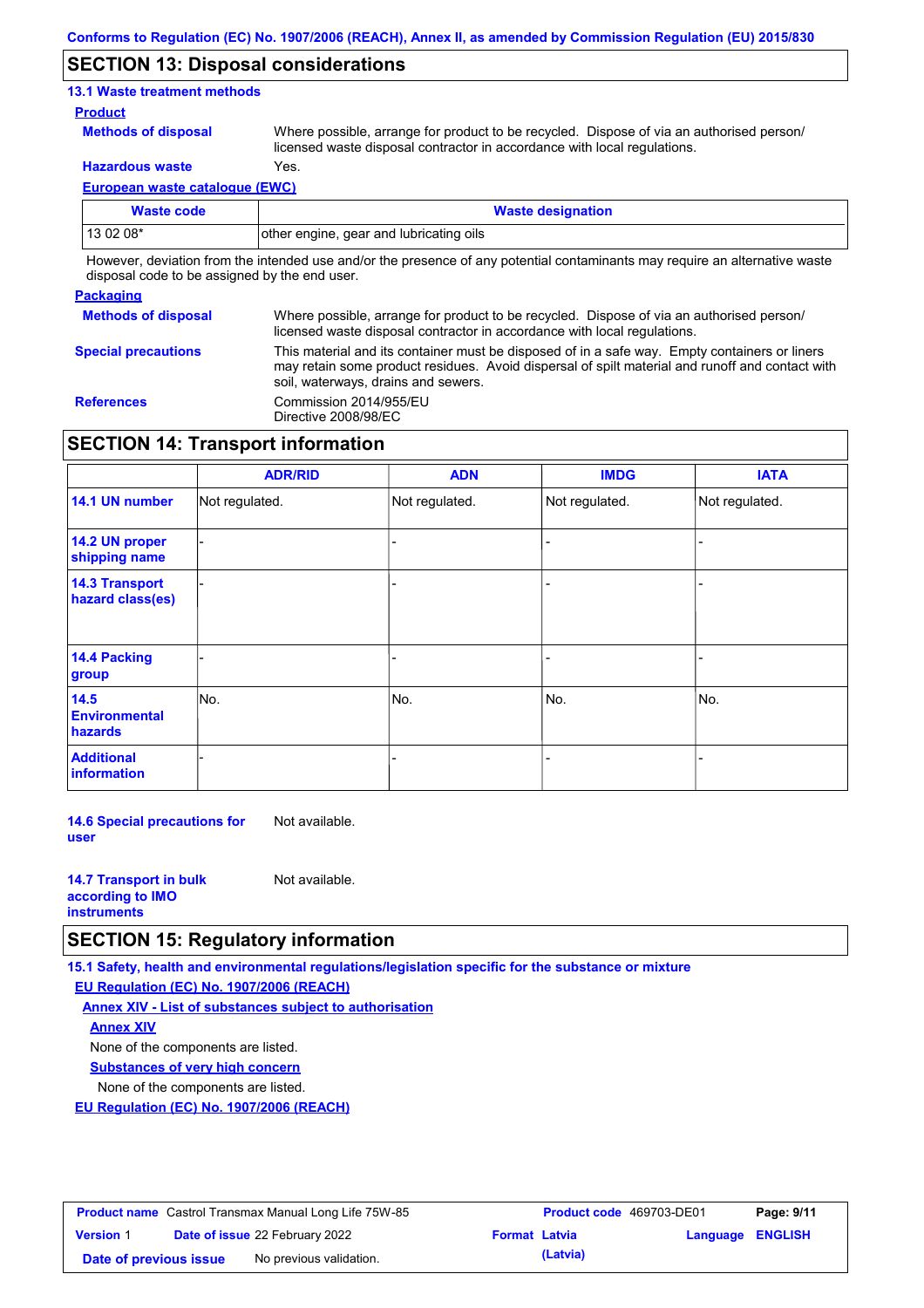## SECTION 13: Disposal considerations

### 13.1 Waste treatment methods

**Product**

**Methods of disposal** Where possible, arrange for product to be recycled. Dispose of via an authorised person/ licensed waste disposal contractor in accordance with local regulations.

**Hazardous waste** Yes.

**European waste catalogue (EWC)**

| Waste code | Waste designation |
|---|---|
| 13 02 08* | other engine, gear and lubricating oils |

However, deviation from the intended use and/or the presence of any potential contaminants may require an alternative waste disposal code to be assigned by the end user.

**Packaging**

**Methods of disposal** Where possible, arrange for product to be recycled. Dispose of via an authorised person/ licensed waste disposal contractor in accordance with local regulations.

**Special precautions** This material and its container must be disposed of in a safe way. Empty containers or liners may retain some product residues. Avoid dispersal of spilt material and runoff and contact with soil, waterways, drains and sewers.

**References** Commission 2014/955/EU
Directive 2008/98/EC

## SECTION 14: Transport information

| | ADR/RID | ADN | IMDG | IATA |
|---|---|---|---|---|
| **14.1 UN number** | Not regulated. | Not regulated. | Not regulated. | Not regulated. |
| **14.2 UN proper shipping name** | - | - | - | - |
| **14.3 Transport hazard class(es)** | - | - | - | - |
| **14.4 Packing group** | - | - | - | - |
| **14.5 Environmental hazards** | No. | No. | No. | No. |
| **Additional information** | - | - | - | - |

**14.6 Special precautions for user** Not available.

**14.7 Transport in bulk according to IMO instruments** Not available.

## SECTION 15: Regulatory information

### 15.1 Safety, health and environmental regulations/legislation specific for the substance or mixture

**EU Regulation (EC) No. 1907/2006 (REACH)**

**Annex XIV - List of substances subject to authorisation**

**Annex XIV**

None of the components are listed.

**Substances of very high concern**

None of the components are listed.

**EU Regulation (EC) No. 1907/2006 (REACH)**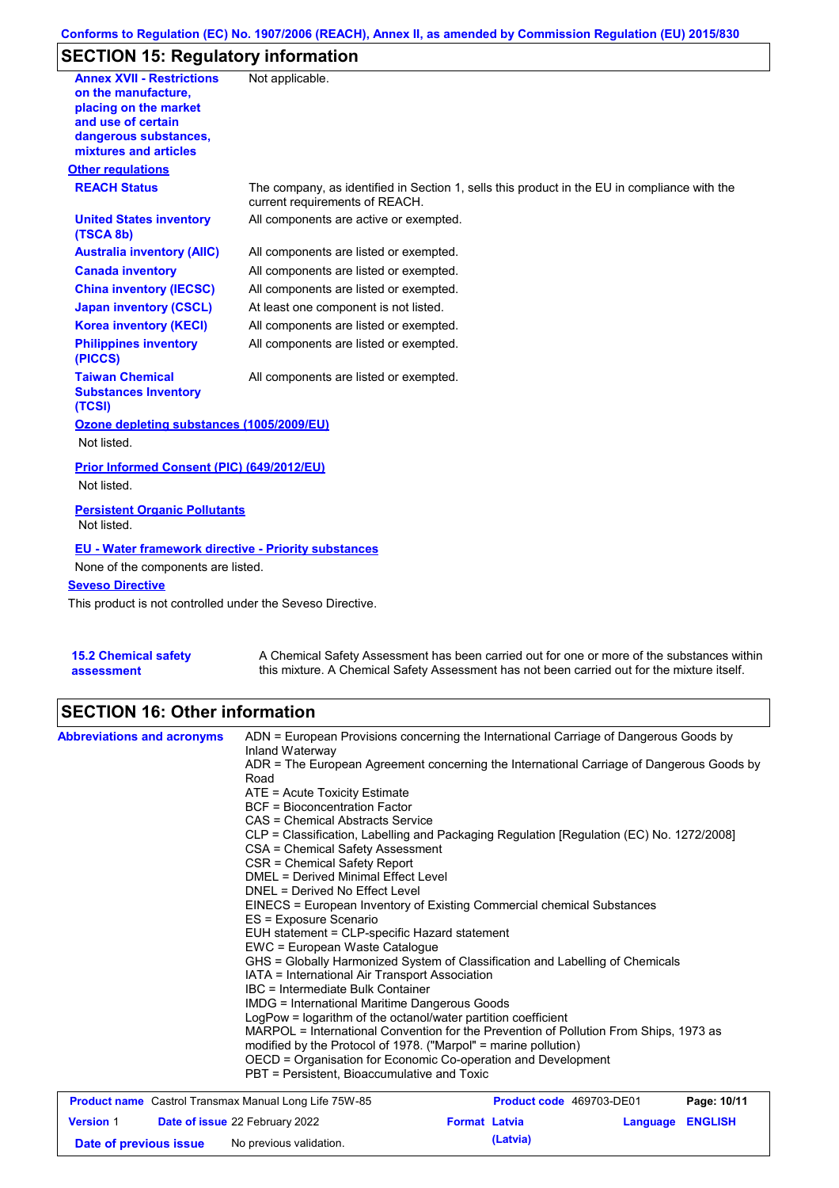## SECTION 15: Regulatory information

| | |
|---|---|
| **Annex XVII - Restrictions on the manufacture, placing on the market and use of certain dangerous substances, mixtures and articles** | Not applicable. |

**Other regulations**

| | |
|---|---|
| **REACH Status** | The company, as identified in Section 1, sells this product in the EU in compliance with the current requirements of REACH. |
| **United States inventory (TSCA 8b)** | All components are active or exempted. |
| **Australia inventory (AIIC)** | All components are listed or exempted. |
| **Canada inventory** | All components are listed or exempted. |
| **China inventory (IECSC)** | All components are listed or exempted. |
| **Japan inventory (CSCL)** | At least one component is not listed. |
| **Korea inventory (KECI)** | All components are listed or exempted. |
| **Philippines inventory (PICCS)** | All components are listed or exempted. |
| **Taiwan Chemical Substances Inventory (TCSI)** | All components are listed or exempted. |

**Ozone depleting substances (1005/2009/EU)**

Not listed.

**Prior Informed Consent (PIC) (649/2012/EU)**

Not listed.

**Persistent Organic Pollutants**

Not listed.

**EU - Water framework directive - Priority substances**

None of the components are listed.

**Seveso Directive**

This product is not controlled under the Seveso Directive.

**15.2 Chemical safety assessment**

A Chemical Safety Assessment has been carried out for one or more of the substances within this mixture. A Chemical Safety Assessment has not been carried out for the mixture itself.

## SECTION 16: Other information

**Abbreviations and acronyms**

ADN = European Provisions concerning the International Carriage of Dangerous Goods by Inland Waterway
ADR = The European Agreement concerning the International Carriage of Dangerous Goods by Road
ATE = Acute Toxicity Estimate
BCF = Bioconcentration Factor
CAS = Chemical Abstracts Service
CLP = Classification, Labelling and Packaging Regulation [Regulation (EC) No. 1272/2008]
CSA = Chemical Safety Assessment
CSR = Chemical Safety Report
DMEL = Derived Minimal Effect Level
DNEL = Derived No Effect Level
EINECS = European Inventory of Existing Commercial chemical Substances
ES = Exposure Scenario
EUH statement = CLP-specific Hazard statement
EWC = European Waste Catalogue
GHS = Globally Harmonized System of Classification and Labelling of Chemicals
IATA = International Air Transport Association
IBC = Intermediate Bulk Container
IMDG = International Maritime Dangerous Goods
LogPow = logarithm of the octanol/water partition coefficient
MARPOL = International Convention for the Prevention of Pollution From Ships, 1973 as modified by the Protocol of 1978. ("Marpol" = marine pollution)
OECD = Organisation for Economic Co-operation and Development
PBT = Persistent, Bioaccumulative and Toxic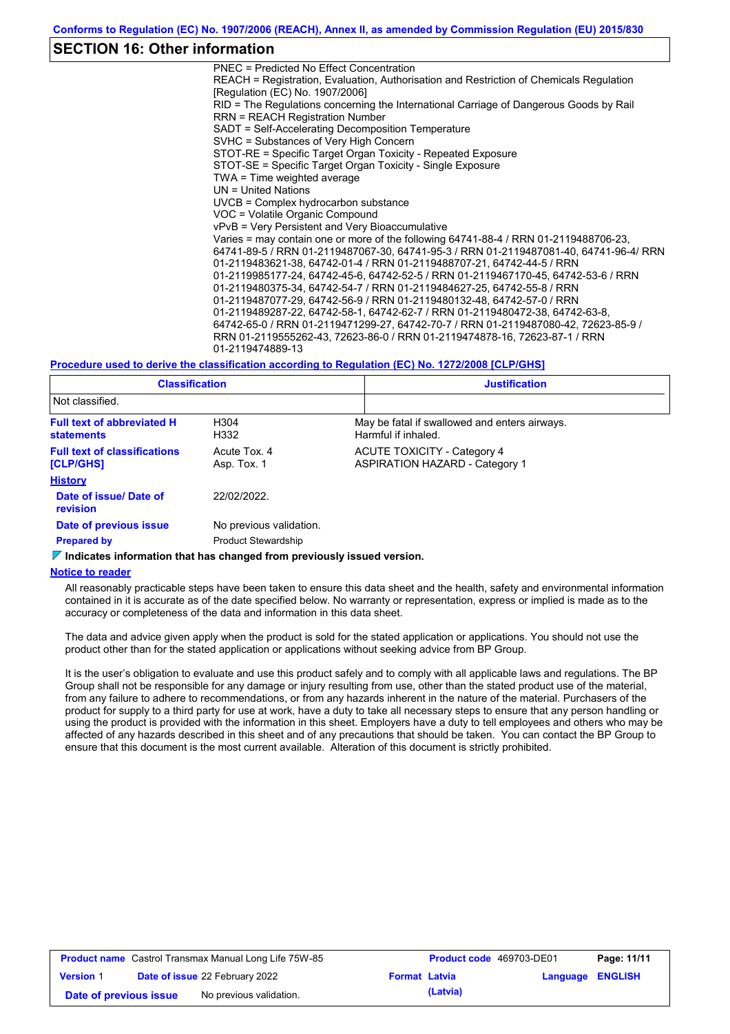## SECTION 16: Other information

PNEC = Predicted No Effect Concentration
REACH = Registration, Evaluation, Authorisation and Restriction of Chemicals Regulation [Regulation (EC) No. 1907/2006]
RID = The Regulations concerning the International Carriage of Dangerous Goods by Rail
RRN = REACH Registration Number
SADT = Self-Accelerating Decomposition Temperature
SVHC = Substances of Very High Concern
STOT-RE = Specific Target Organ Toxicity - Repeated Exposure
STOT-SE = Specific Target Organ Toxicity - Single Exposure
TWA = Time weighted average
UN = United Nations
UVCB = Complex hydrocarbon substance
VOC = Volatile Organic Compound
vPvB = Very Persistent and Very Bioaccumulative
Varies = may contain one or more of the following 64741-88-4 / RRN 01-2119488706-23, 64741-89-5 / RRN 01-2119487067-30, 64741-95-3 / RRN 01-2119487081-40, 64741-96-4/ RRN 01-2119483621-38, 64742-01-4 / RRN 01-2119488707-21, 64742-44-5 / RRN 01-2119985177-24, 64742-45-6, 64742-52-5 / RRN 01-2119467170-45, 64742-53-6 / RRN 01-2119480375-34, 64742-54-7 / RRN 01-2119484627-25, 64742-55-8 / RRN 01-2119487077-29, 64742-56-9 / RRN 01-2119480132-48, 64742-57-0 / RRN 01-2119489287-22, 64742-58-1, 64742-62-7 / RRN 01-2119480472-38, 64742-63-8, 64742-65-0 / RRN 01-2119471299-27, 64742-70-7 / RRN 01-2119487080-42, 72623-85-9 / RRN 01-2119555262-43, 72623-86-0 / RRN 01-2119474878-16, 72623-87-1 / RRN 01-2119474889-13

**Procedure used to derive the classification according to Regulation (EC) No. 1272/2008 [CLP/GHS]**

| Classification | Justification |
|---|---|
| Not classified. | |

| | | |
|---|---|---|
| **Full text of abbreviated H statements** | H304<br>H332 | May be fatal if swallowed and enters airways.<br>Harmful if inhaled. |
| **Full text of classifications [CLP/GHS]** | Acute Tox. 4<br>Asp. Tox. 1 | ACUTE TOXICITY - Category 4<br>ASPIRATION HAZARD - Category 1 |

**History**

| | |
|---|---|
| **Date of issue/ Date of revision** | 22/02/2022. |
| **Date of previous issue** | No previous validation. |
| **Prepared by** | Product Stewardship |

**Indicates information that has changed from previously issued version.**

**Notice to reader**

All reasonably practicable steps have been taken to ensure this data sheet and the health, safety and environmental information contained in it is accurate as of the date specified below. No warranty or representation, express or implied is made as to the accuracy or completeness of the data and information in this data sheet.

The data and advice given apply when the product is sold for the stated application or applications. You should not use the product other than for the stated application or applications without seeking advice from BP Group.

It is the user's obligation to evaluate and use this product safely and to comply with all applicable laws and regulations. The BP Group shall not be responsible for any damage or injury resulting from use, other than the stated product use of the material, from any failure to adhere to recommendations, or from any hazards inherent in the nature of the material. Purchasers of the product for supply to a third party for use at work, have a duty to take all necessary steps to ensure that any person handling or using the product is provided with the information in this sheet. Employers have a duty to tell employees and others who may be affected of any hazards described in this sheet and of any precautions that should be taken. You can contact the BP Group to ensure that this document is the most current available. Alteration of this document is strictly prohibited.